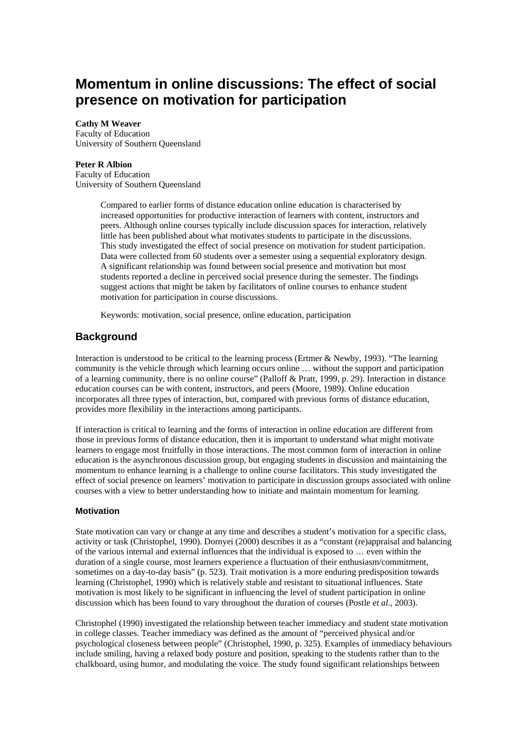# Momentum in online discussions: The effect of social presence on motivation for participation

**Cathy M Weaver**
Faculty of Education
University of Southern Queensland

**Peter R Albion**
Faculty of Education
University of Southern Queensland

> Compared to earlier forms of distance education online education is characterised by increased opportunities for productive interaction of learners with content, instructors and peers. Although online courses typically include discussion spaces for interaction, relatively little has been published about what motivates students to participate in the discussions. This study investigated the effect of social presence on motivation for student participation. Data were collected from 60 students over a semester using a sequential exploratory design. A significant relationship was found between social presence and motivation but most students reported a decline in perceived social presence during the semester. The findings suggest actions that might be taken by facilitators of online courses to enhance student motivation for participation in course discussions.
>
> Keywords: motivation, social presence, online education, participation

## Background

Interaction is understood to be critical to the learning process (Ertmer & Newby, 1993). "The learning community is the vehicle through which learning occurs online … without the support and participation of a learning community, there is no online course" (Palloff & Pratt, 1999, p. 29). Interaction in distance education courses can be with content, instructors, and peers (Moore, 1989). Online education incorporates all three types of interaction, but, compared with previous forms of distance education, provides more flexibility in the interactions among participants.

If interaction is critical to learning and the forms of interaction in online education are different from those in previous forms of distance education, then it is important to understand what might motivate learners to engage most fruitfully in those interactions. The most common form of interaction in online education is the asynchronous discussion group, but engaging students in discussion and maintaining the momentum to enhance learning is a challenge to online course facilitators. This study investigated the effect of social presence on learners' motivation to participate in discussion groups associated with online courses with a view to better understanding how to initiate and maintain momentum for learning.

### Motivation

State motivation can vary or change at any time and describes a student's motivation for a specific class, activity or task (Christophel, 1990). Dornyei (2000) describes it as a "constant (re)appraisal and balancing of the various internal and external influences that the individual is exposed to … even within the duration of a single course, most learners experience a fluctuation of their enthusiasm/commitment, sometimes on a day-to-day basis" (p. 523). Trait motivation is a more enduring predisposition towards learning (Christophel, 1990) which is relatively stable and resistant to situational influences. State motivation is most likely to be significant in influencing the level of student participation in online discussion which has been found to vary throughout the duration of courses (Postle *et al.*, 2003).

Christophel (1990) investigated the relationship between teacher immediacy and student state motivation in college classes. Teacher immediacy was defined as the amount of "perceived physical and/or psychological closeness between people" (Christophel, 1990, p. 325). Examples of immediacy behaviours include smiling, having a relaxed body posture and position, speaking to the students rather than to the chalkboard, using humor, and modulating the voice. The study found significant relationships between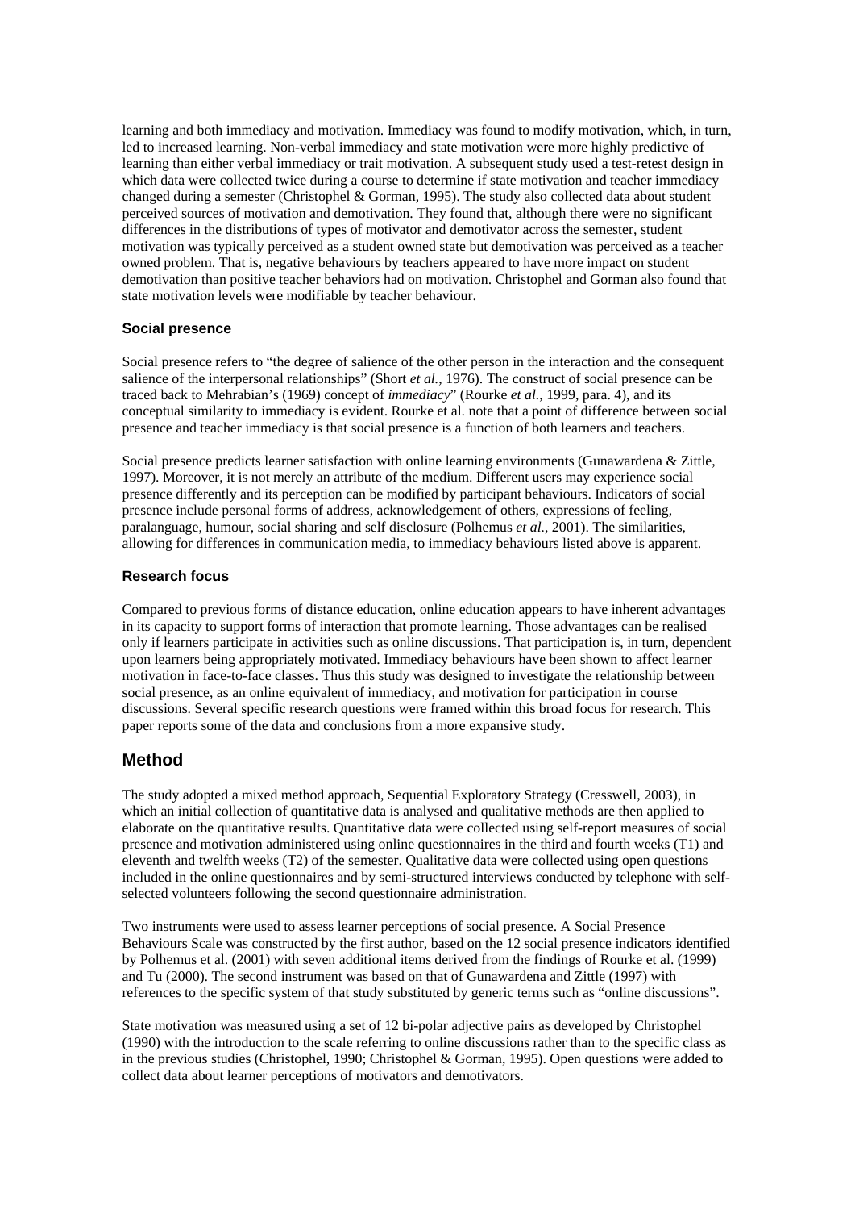learning and both immediacy and motivation. Immediacy was found to modify motivation, which, in turn, led to increased learning. Non-verbal immediacy and state motivation were more highly predictive of learning than either verbal immediacy or trait motivation. A subsequent study used a test-retest design in which data were collected twice during a course to determine if state motivation and teacher immediacy changed during a semester (Christophel & Gorman, 1995). The study also collected data about student perceived sources of motivation and demotivation. They found that, although there were no significant differences in the distributions of types of motivator and demotivator across the semester, student motivation was typically perceived as a student owned state but demotivation was perceived as a teacher owned problem. That is, negative behaviours by teachers appeared to have more impact on student demotivation than positive teacher behaviors had on motivation. Christophel and Gorman also found that state motivation levels were modifiable by teacher behaviour.

### Social presence

Social presence refers to "the degree of salience of the other person in the interaction and the consequent salience of the interpersonal relationships" (Short *et al.*, 1976). The construct of social presence can be traced back to Mehrabian's (1969) concept of *immediacy*" (Rourke *et al*., 1999, para. 4), and its conceptual similarity to immediacy is evident. Rourke et al. note that a point of difference between social presence and teacher immediacy is that social presence is a function of both learners and teachers.

Social presence predicts learner satisfaction with online learning environments (Gunawardena & Zittle, 1997). Moreover, it is not merely an attribute of the medium. Different users may experience social presence differently and its perception can be modified by participant behaviours. Indicators of social presence include personal forms of address, acknowledgement of others, expressions of feeling, paralanguage, humour, social sharing and self disclosure (Polhemus *et al*., 2001). The similarities, allowing for differences in communication media, to immediacy behaviours listed above is apparent.

### Research focus

Compared to previous forms of distance education, online education appears to have inherent advantages in its capacity to support forms of interaction that promote learning. Those advantages can be realised only if learners participate in activities such as online discussions. That participation is, in turn, dependent upon learners being appropriately motivated. Immediacy behaviours have been shown to affect learner motivation in face-to-face classes. Thus this study was designed to investigate the relationship between social presence, as an online equivalent of immediacy, and motivation for participation in course discussions. Several specific research questions were framed within this broad focus for research. This paper reports some of the data and conclusions from a more expansive study.

## Method

The study adopted a mixed method approach, Sequential Exploratory Strategy (Cresswell, 2003), in which an initial collection of quantitative data is analysed and qualitative methods are then applied to elaborate on the quantitative results. Quantitative data were collected using self-report measures of social presence and motivation administered using online questionnaires in the third and fourth weeks (T1) and eleventh and twelfth weeks (T2) of the semester. Qualitative data were collected using open questions included in the online questionnaires and by semi-structured interviews conducted by telephone with self-selected volunteers following the second questionnaire administration.

Two instruments were used to assess learner perceptions of social presence. A Social Presence Behaviours Scale was constructed by the first author, based on the 12 social presence indicators identified by Polhemus et al. (2001) with seven additional items derived from the findings of Rourke et al. (1999) and Tu (2000). The second instrument was based on that of Gunawardena and Zittle (1997) with references to the specific system of that study substituted by generic terms such as "online discussions".

State motivation was measured using a set of 12 bi-polar adjective pairs as developed by Christophel (1990) with the introduction to the scale referring to online discussions rather than to the specific class as in the previous studies (Christophel, 1990; Christophel & Gorman, 1995). Open questions were added to collect data about learner perceptions of motivators and demotivators.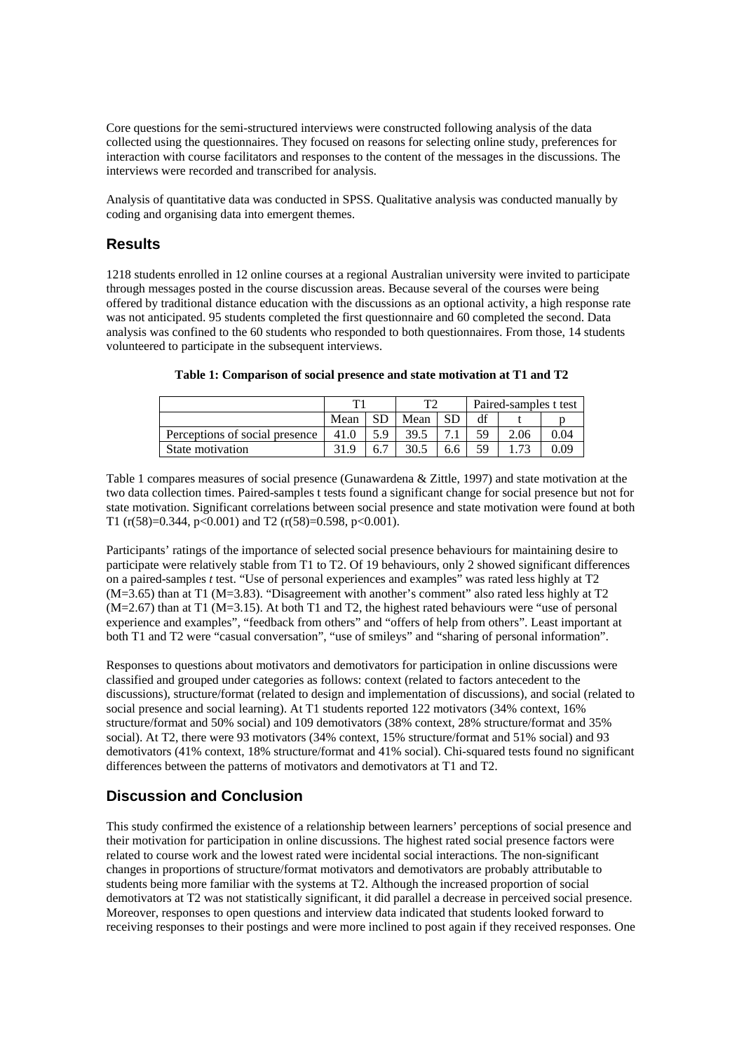Core questions for the semi-structured interviews were constructed following analysis of the data collected using the questionnaires. They focused on reasons for selecting online study, preferences for interaction with course facilitators and responses to the content of the messages in the discussions. The interviews were recorded and transcribed for analysis.

Analysis of quantitative data was conducted in SPSS. Qualitative analysis was conducted manually by coding and organising data into emergent themes.

## Results

1218 students enrolled in 12 online courses at a regional Australian university were invited to participate through messages posted in the course discussion areas. Because several of the courses were being offered by traditional distance education with the discussions as an optional activity, a high response rate was not anticipated. 95 students completed the first questionnaire and 60 completed the second. Data analysis was confined to the 60 students who responded to both questionnaires. From those, 14 students volunteered to participate in the subsequent interviews.

**Table 1: Comparison of social presence and state motivation at T1 and T2**

| | T1 | | T2 | | Paired-samples t test | | |
|---|---|---|---|---|---|---|---|
| | Mean | SD | Mean | SD | df | t | p |
| Perceptions of social presence | 41.0 | 5.9 | 39.5 | 7.1 | 59 | 2.06 | 0.04 |
| State motivation | 31.9 | 6.7 | 30.5 | 6.6 | 59 | 1.73 | 0.09 |

Table 1 compares measures of social presence (Gunawardena & Zittle, 1997) and state motivation at the two data collection times. Paired-samples t tests found a significant change for social presence but not for state motivation. Significant correlations between social presence and state motivation were found at both T1 ($r(58)=0.344$, $p<0.001$) and T2 ($r(58)=0.598$, $p<0.001$).

Participants' ratings of the importance of selected social presence behaviours for maintaining desire to participate were relatively stable from T1 to T2. Of 19 behaviours, only 2 showed significant differences on a paired-samples *t* test. "Use of personal experiences and examples" was rated less highly at T2 (M=3.65) than at T1 (M=3.83). "Disagreement with another's comment" also rated less highly at T2 (M=2.67) than at T1 (M=3.15). At both T1 and T2, the highest rated behaviours were "use of personal experience and examples", "feedback from others" and "offers of help from others". Least important at both T1 and T2 were "casual conversation", "use of smileys" and "sharing of personal information".

Responses to questions about motivators and demotivators for participation in online discussions were classified and grouped under categories as follows: context (related to factors antecedent to the discussions), structure/format (related to design and implementation of discussions), and social (related to social presence and social learning). At T1 students reported 122 motivators (34% context, 16% structure/format and 50% social) and 109 demotivators (38% context, 28% structure/format and 35% social). At T2, there were 93 motivators (34% context, 15% structure/format and 51% social) and 93 demotivators (41% context, 18% structure/format and 41% social). Chi-squared tests found no significant differences between the patterns of motivators and demotivators at T1 and T2.

## Discussion and Conclusion

This study confirmed the existence of a relationship between learners' perceptions of social presence and their motivation for participation in online discussions. The highest rated social presence factors were related to course work and the lowest rated were incidental social interactions. The non-significant changes in proportions of structure/format motivators and demotivators are probably attributable to students being more familiar with the systems at T2. Although the increased proportion of social demotivators at T2 was not statistically significant, it did parallel a decrease in perceived social presence. Moreover, responses to open questions and interview data indicated that students looked forward to receiving responses to their postings and were more inclined to post again if they received responses. One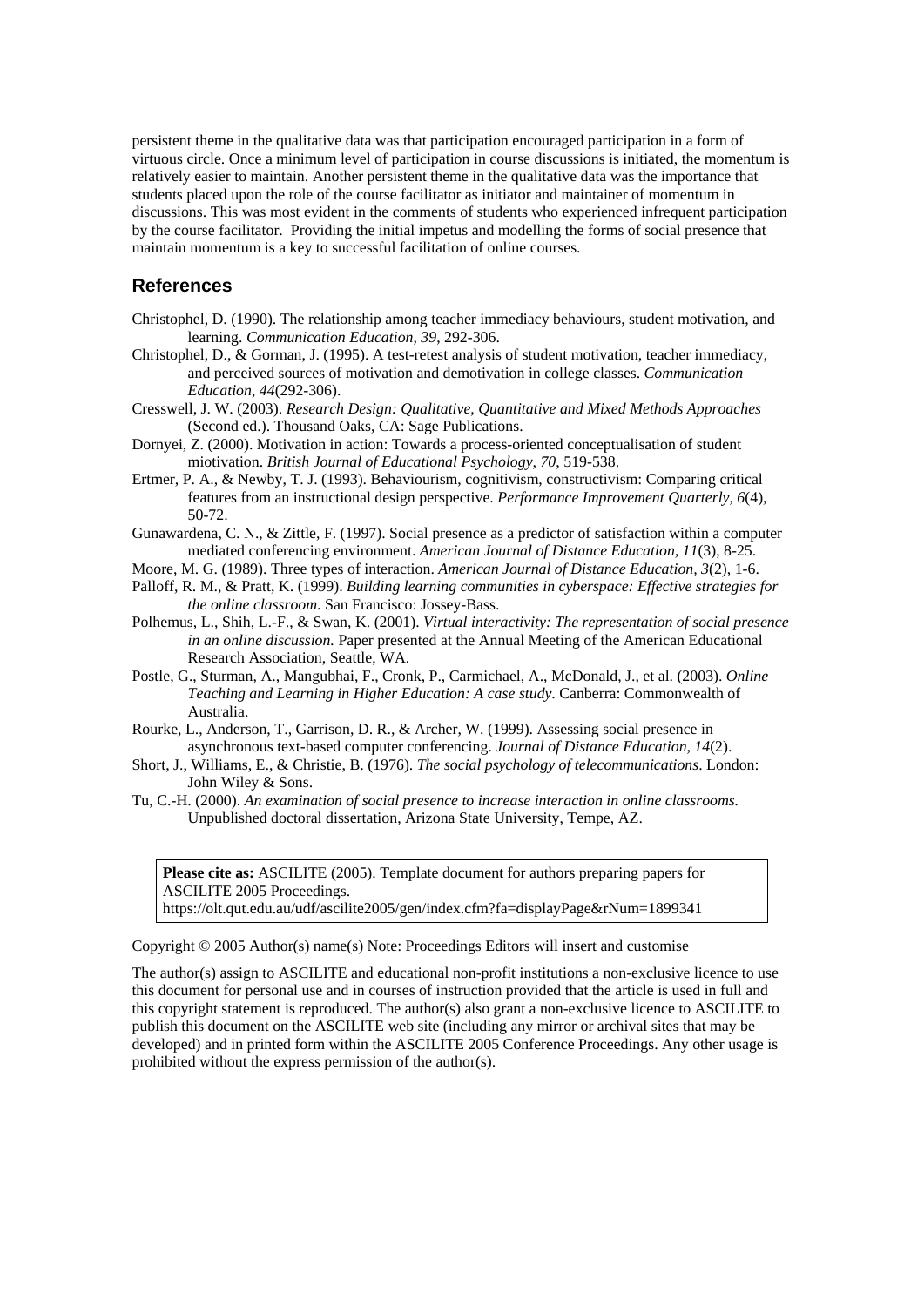persistent theme in the qualitative data was that participation encouraged participation in a form of virtuous circle. Once a minimum level of participation in course discussions is initiated, the momentum is relatively easier to maintain. Another persistent theme in the qualitative data was the importance that students placed upon the role of the course facilitator as initiator and maintainer of momentum in discussions. This was most evident in the comments of students who experienced infrequent participation by the course facilitator. Providing the initial impetus and modelling the forms of social presence that maintain momentum is a key to successful facilitation of online courses.

## References

Christophel, D. (1990). The relationship among teacher immediacy behaviours, student motivation, and learning. *Communication Education, 39*, 292-306.

Christophel, D., & Gorman, J. (1995). A test-retest analysis of student motivation, teacher immediacy, and perceived sources of motivation and demotivation in college classes. *Communication Education, 44*(292-306).

Cresswell, J. W. (2003). *Research Design: Qualitative, Quantitative and Mixed Methods Approaches* (Second ed.). Thousand Oaks, CA: Sage Publications.

Dornyei, Z. (2000). Motivation in action: Towards a process-oriented conceptualisation of student miotivation. *British Journal of Educational Psychology, 70*, 519-538.

Ertmer, P. A., & Newby, T. J. (1993). Behaviourism, cognitivism, constructivism: Comparing critical features from an instructional design perspective. *Performance Improvement Quarterly, 6*(4), 50-72.

Gunawardena, C. N., & Zittle, F. (1997). Social presence as a predictor of satisfaction within a computer mediated conferencing environment. *American Journal of Distance Education, 11*(3), 8-25.

Moore, M. G. (1989). Three types of interaction. *American Journal of Distance Education, 3*(2), 1-6.

Palloff, R. M., & Pratt, K. (1999). *Building learning communities in cyberspace: Effective strategies for the online classroom*. San Francisco: Jossey-Bass.

Polhemus, L., Shih, L.-F., & Swan, K. (2001). *Virtual interactivity: The representation of social presence in an online discussion.* Paper presented at the Annual Meeting of the American Educational Research Association, Seattle, WA.

Postle, G., Sturman, A., Mangubhai, F., Cronk, P., Carmichael, A., McDonald, J., et al. (2003). *Online Teaching and Learning in Higher Education: A case study*. Canberra: Commonwealth of Australia.

Rourke, L., Anderson, T., Garrison, D. R., & Archer, W. (1999). Assessing social presence in asynchronous text-based computer conferencing. *Journal of Distance Education, 14*(2).

Short, J., Williams, E., & Christie, B. (1976). *The social psychology of telecommunications*. London: John Wiley & Sons.

Tu, C.-H. (2000). *An examination of social presence to increase interaction in online classrooms.* Unpublished doctoral dissertation, Arizona State University, Tempe, AZ.

**Please cite as:** ASCILITE (2005). Template document for authors preparing papers for ASCILITE 2005 Proceedings.
https://olt.qut.edu.au/udf/ascilite2005/gen/index.cfm?fa=displayPage&rNum=1899341

Copyright © 2005 Author(s) name(s) Note: Proceedings Editors will insert and customise

The author(s) assign to ASCILITE and educational non-profit institutions a non-exclusive licence to use this document for personal use and in courses of instruction provided that the article is used in full and this copyright statement is reproduced. The author(s) also grant a non-exclusive licence to ASCILITE to publish this document on the ASCILITE web site (including any mirror or archival sites that may be developed) and in printed form within the ASCILITE 2005 Conference Proceedings. Any other usage is prohibited without the express permission of the author(s).